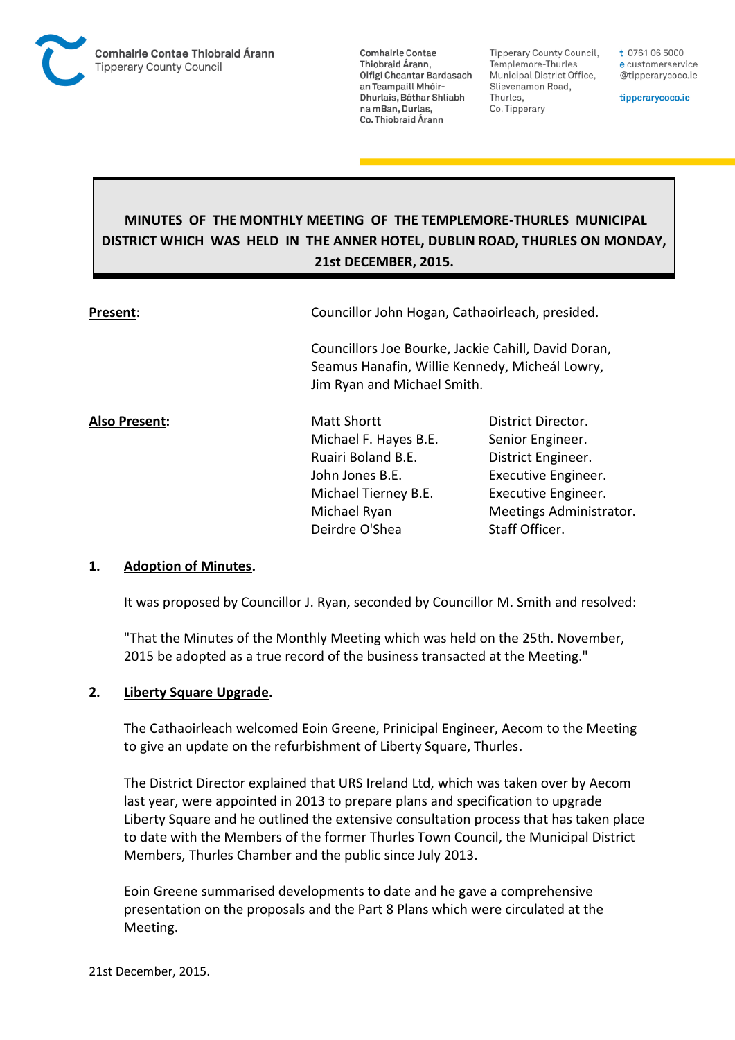Comhairle Contae Thiobraid Árann
Tipperary County Council

Comhairle Contae Thiobraid Árann, Oifigí Cheantar Bardasach an Teampaill Mhóir-Dhurlais, Bóthar Shliabh na mBan, Durlas, Co. Thiobraid Árann

Tipperary County Council, Templemore-Thurles Municipal District Office, Slievenamon Road, Thurles, Co. Tipperary

t 0761 06 5000
e customerservice
@tipperarycoco.ie

tipperarycoco.ie

# MINUTES OF THE MONTHLY MEETING OF THE TEMPLEMORE-THURLES MUNICIPAL DISTRICT WHICH WAS HELD IN THE ANNER HOTEL, DUBLIN ROAD, THURLES ON MONDAY, 21st DECEMBER, 2015.

**Present**: Councillor John Hogan, Cathaoirleach, presided.

Councillors Joe Bourke, Jackie Cahill, David Doran, Seamus Hanafin, Willie Kennedy, Micheál Lowry, Jim Ryan and Michael Smith.

**Also Present:**

| | |
|---|---|
| Matt Shortt | District Director. |
| Michael F. Hayes B.E. | Senior Engineer. |
| Ruairi Boland B.E. | District Engineer. |
| John Jones B.E. | Executive Engineer. |
| Michael Tierney B.E. | Executive Engineer. |
| Michael Ryan | Meetings Administrator. |
| Deirdre O'Shea | Staff Officer. |

## 1. Adoption of Minutes.

It was proposed by Councillor J. Ryan, seconded by Councillor M. Smith and resolved:

"That the Minutes of the Monthly Meeting which was held on the 25th. November, 2015 be adopted as a true record of the business transacted at the Meeting."

## 2. Liberty Square Upgrade.

The Cathaoirleach welcomed Eoin Greene, Prinicipal Engineer, Aecom to the Meeting to give an update on the refurbishment of Liberty Square, Thurles.

The District Director explained that URS Ireland Ltd, which was taken over by Aecom last year, were appointed in 2013 to prepare plans and specification to upgrade Liberty Square and he outlined the extensive consultation process that has taken place to date with the Members of the former Thurles Town Council, the Municipal District Members, Thurles Chamber and the public since July 2013.

Eoin Greene summarised developments to date and he gave a comprehensive presentation on the proposals and the Part 8 Plans which were circulated at the Meeting.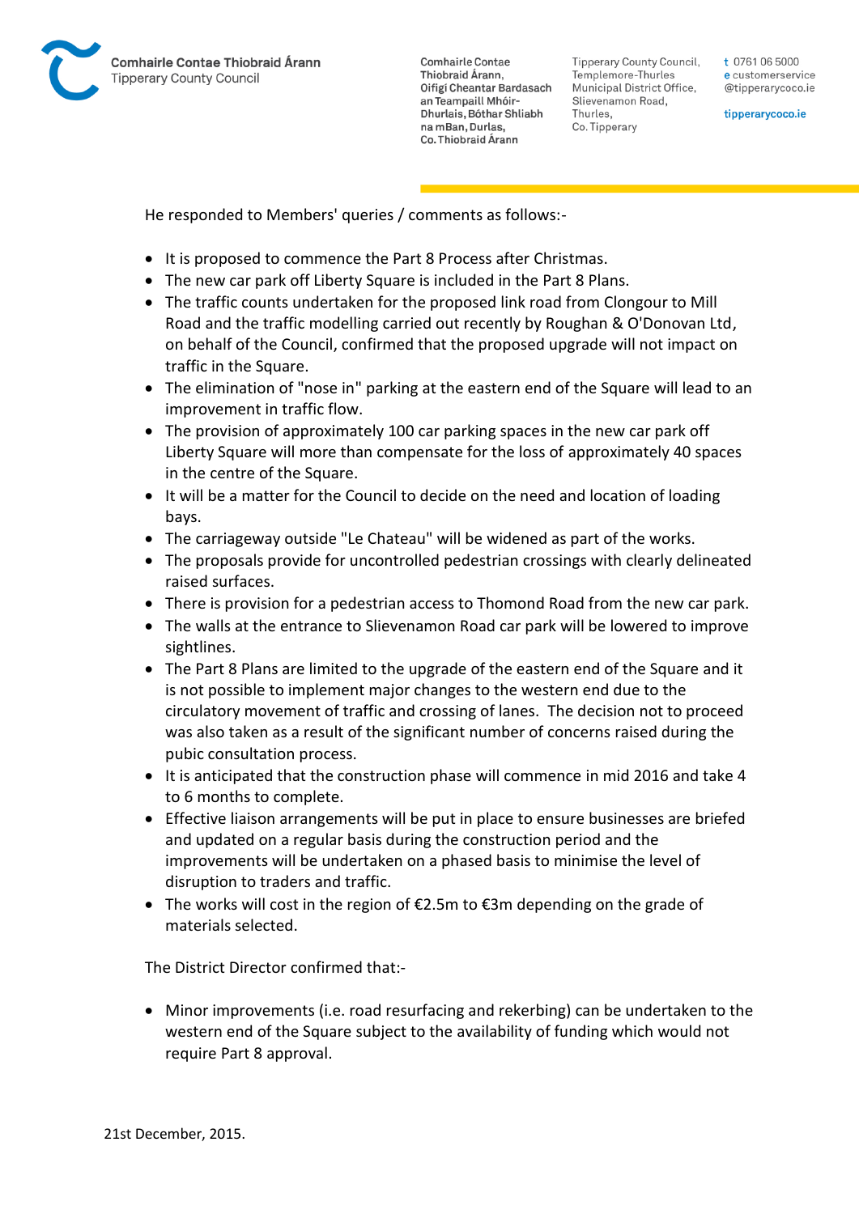He responded to Members' queries / comments as follows:-

- It is proposed to commence the Part 8 Process after Christmas.
- The new car park off Liberty Square is included in the Part 8 Plans.
- The traffic counts undertaken for the proposed link road from Clongour to Mill Road and the traffic modelling carried out recently by Roughan & O'Donovan Ltd, on behalf of the Council, confirmed that the proposed upgrade will not impact on traffic in the Square.
- The elimination of "nose in" parking at the eastern end of the Square will lead to an improvement in traffic flow.
- The provision of approximately 100 car parking spaces in the new car park off Liberty Square will more than compensate for the loss of approximately 40 spaces in the centre of the Square.
- It will be a matter for the Council to decide on the need and location of loading bays.
- The carriageway outside "Le Chateau" will be widened as part of the works.
- The proposals provide for uncontrolled pedestrian crossings with clearly delineated raised surfaces.
- There is provision for a pedestrian access to Thomond Road from the new car park.
- The walls at the entrance to Slievenamon Road car park will be lowered to improve sightlines.
- The Part 8 Plans are limited to the upgrade of the eastern end of the Square and it is not possible to implement major changes to the western end due to the circulatory movement of traffic and crossing of lanes. The decision not to proceed was also taken as a result of the significant number of concerns raised during the pubic consultation process.
- It is anticipated that the construction phase will commence in mid 2016 and take 4 to 6 months to complete.
- Effective liaison arrangements will be put in place to ensure businesses are briefed and updated on a regular basis during the construction period and the improvements will be undertaken on a phased basis to minimise the level of disruption to traders and traffic.
- The works will cost in the region of €2.5m to €3m depending on the grade of materials selected.

The District Director confirmed that:-

- Minor improvements (i.e. road resurfacing and rekerbing) can be undertaken to the western end of the Square subject to the availability of funding which would not require Part 8 approval.

21st December, 2015.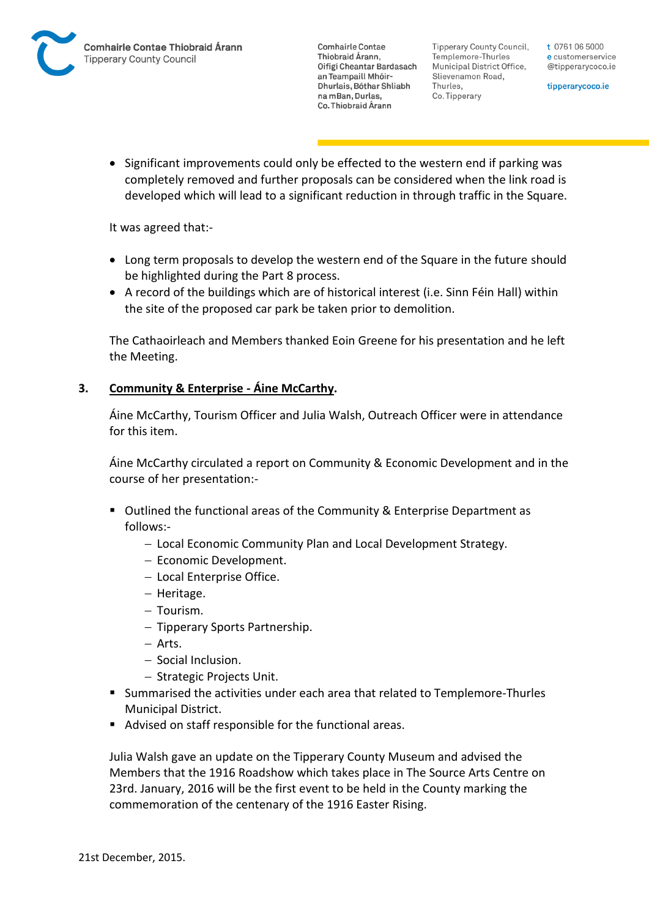- Significant improvements could only be effected to the western end if parking was completely removed and further proposals can be considered when the link road is developed which will lead to a significant reduction in through traffic in the Square.

It was agreed that:-

- Long term proposals to develop the western end of the Square in the future should be highlighted during the Part 8 process.
- A record of the buildings which are of historical interest (i.e. Sinn Féin Hall) within the site of the proposed car park be taken prior to demolition.

The Cathaoirleach and Members thanked Eoin Greene for his presentation and he left the Meeting.

**3. <u>Community & Enterprise - Áine McCarthy</u>.**

Áine McCarthy, Tourism Officer and Julia Walsh, Outreach Officer were in attendance for this item.

Áine McCarthy circulated a report on Community & Economic Development and in the course of her presentation:-

- Outlined the functional areas of the Community & Enterprise Department as follows:-
  - Local Economic Community Plan and Local Development Strategy.
  - Economic Development.
  - Local Enterprise Office.
  - Heritage.
  - Tourism.
  - Tipperary Sports Partnership.
  - Arts.
  - Social Inclusion.
  - Strategic Projects Unit.
- Summarised the activities under each area that related to Templemore-Thurles Municipal District.
- Advised on staff responsible for the functional areas.

Julia Walsh gave an update on the Tipperary County Museum and advised the Members that the 1916 Roadshow which takes place in The Source Arts Centre on 23rd. January, 2016 will be the first event to be held in the County marking the commemoration of the centenary of the 1916 Easter Rising.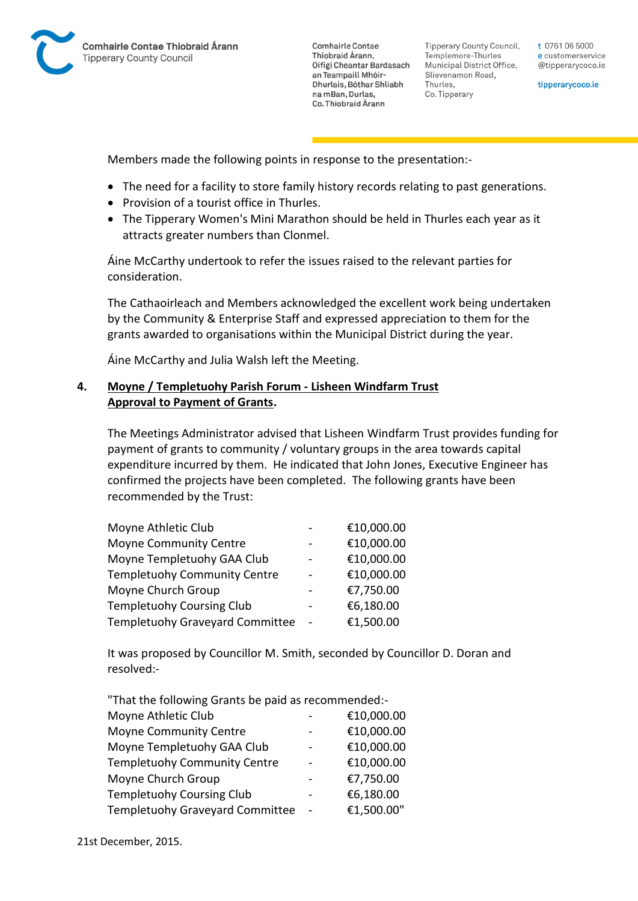Members made the following points in response to the presentation:-

- The need for a facility to store family history records relating to past generations.
- Provision of a tourist office in Thurles.
- The Tipperary Women's Mini Marathon should be held in Thurles each year as it attracts greater numbers than Clonmel.

Áine McCarthy undertook to refer the issues raised to the relevant parties for consideration.

The Cathaoirleach and Members acknowledged the excellent work being undertaken by the Community & Enterprise Staff and expressed appreciation to them for the grants awarded to organisations within the Municipal District during the year.

Áine McCarthy and Julia Walsh left the Meeting.

**4. Moyne / Templetuohy Parish Forum - Lisheen Windfarm Trust Approval to Payment of Grants.**

The Meetings Administrator advised that Lisheen Windfarm Trust provides funding for payment of grants to community / voluntary groups in the area towards capital expenditure incurred by them. He indicated that John Jones, Executive Engineer has confirmed the projects have been completed. The following grants have been recommended by the Trust:

| | | |
|---|---|---|
| Moyne Athletic Club | - | €10,000.00 |
| Moyne Community Centre | - | €10,000.00 |
| Moyne Templetuohy GAA Club | - | €10,000.00 |
| Templetuohy Community Centre | - | €10,000.00 |
| Moyne Church Group | - | €7,750.00 |
| Templetuohy Coursing Club | - | €6,180.00 |
| Templetuohy Graveyard Committee | - | €1,500.00 |

It was proposed by Councillor M. Smith, seconded by Councillor D. Doran and resolved:-

"That the following Grants be paid as recommended:-

| | | |
|---|---|---|
| Moyne Athletic Club | - | €10,000.00 |
| Moyne Community Centre | - | €10,000.00 |
| Moyne Templetuohy GAA Club | - | €10,000.00 |
| Templetuohy Community Centre | - | €10,000.00 |
| Moyne Church Group | - | €7,750.00 |
| Templetuohy Coursing Club | - | €6,180.00 |
| Templetuohy Graveyard Committee | - | €1,500.00" |

21st December, 2015.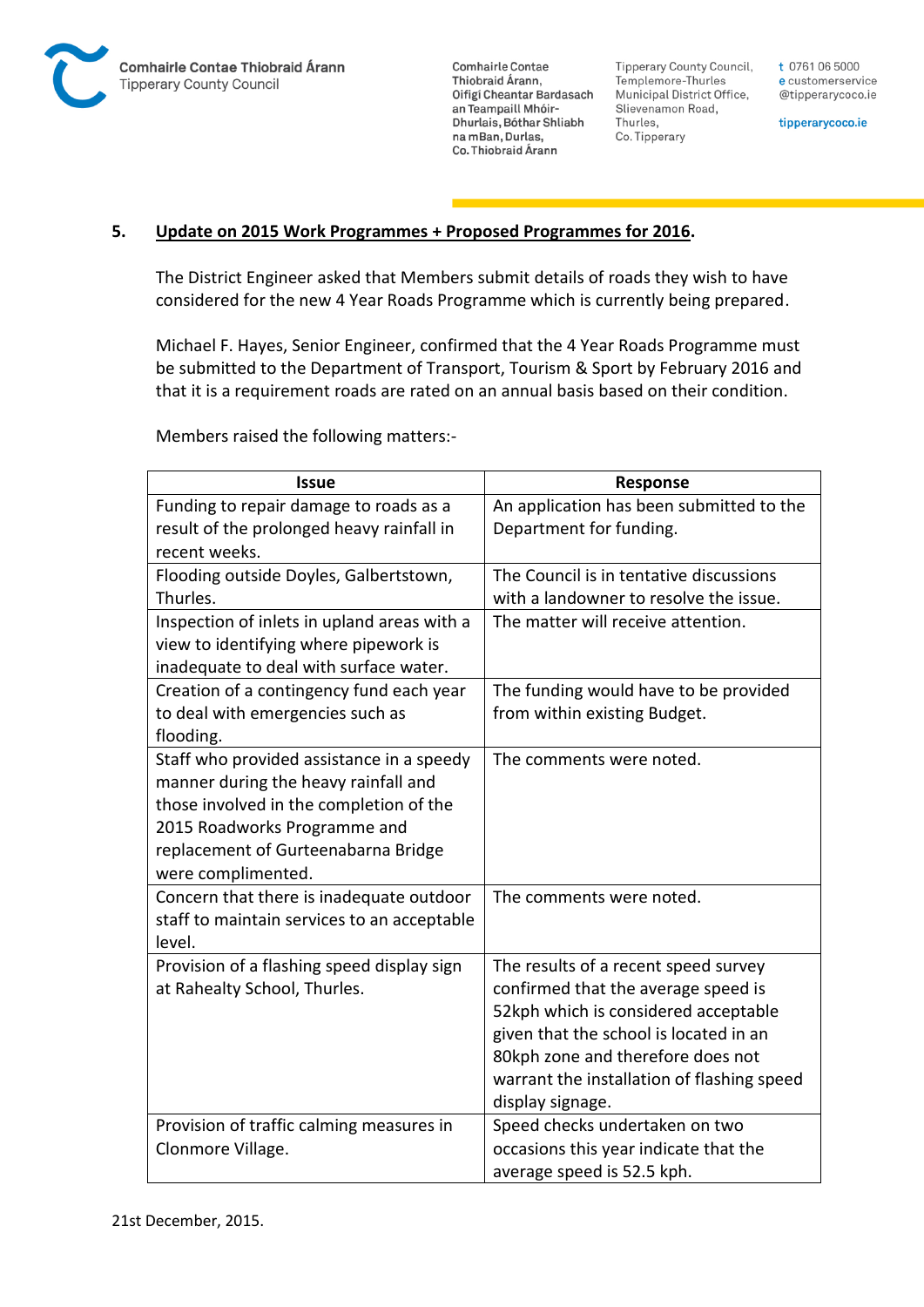## 5. Update on 2015 Work Programmes + Proposed Programmes for 2016.

The District Engineer asked that Members submit details of roads they wish to have considered for the new 4 Year Roads Programme which is currently being prepared.

Michael F. Hayes, Senior Engineer, confirmed that the 4 Year Roads Programme must be submitted to the Department of Transport, Tourism & Sport by February 2016 and that it is a requirement roads are rated on an annual basis based on their condition.

Members raised the following matters:-

| Issue | Response |
|---|---|
| Funding to repair damage to roads as a result of the prolonged heavy rainfall in recent weeks. | An application has been submitted to the Department for funding. |
| Flooding outside Doyles, Galbertstown, Thurles. | The Council is in tentative discussions with a landowner to resolve the issue. |
| Inspection of inlets in upland areas with a view to identifying where pipework is inadequate to deal with surface water. | The matter will receive attention. |
| Creation of a contingency fund each year to deal with emergencies such as flooding. | The funding would have to be provided from within existing Budget. |
| Staff who provided assistance in a speedy manner during the heavy rainfall and those involved in the completion of the 2015 Roadworks Programme and replacement of Gurteenabarna Bridge were complimented. | The comments were noted. |
| Concern that there is inadequate outdoor staff to maintain services to an acceptable level. | The comments were noted. |
| Provision of a flashing speed display sign at Rahealty School, Thurles. | The results of a recent speed survey confirmed that the average speed is 52kph which is considered acceptable given that the school is located in an 80kph zone and therefore does not warrant the installation of flashing speed display signage. |
| Provision of traffic calming measures in Clonmore Village. | Speed checks undertaken on two occasions this year indicate that the average speed is 52.5 kph. |

21st December, 2015.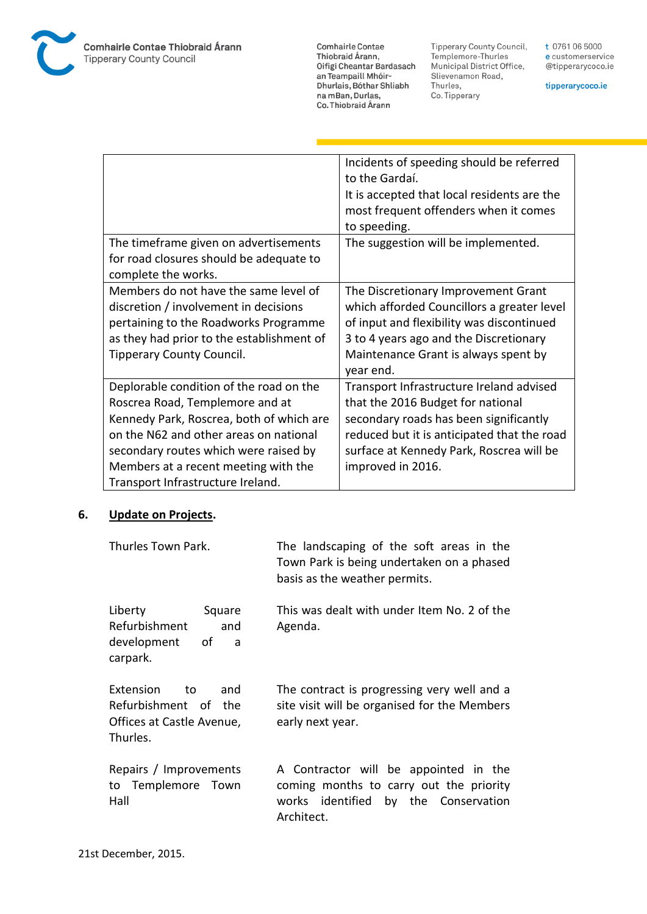| | |
|---|---|
| | Incidents of speeding should be referred to the Gardaí. It is accepted that local residents are the most frequent offenders when it comes to speeding. |
| The timeframe given on advertisements for road closures should be adequate to complete the works. | The suggestion will be implemented. |
| Members do not have the same level of discretion / involvement in decisions pertaining to the Roadworks Programme as they had prior to the establishment of Tipperary County Council. | The Discretionary Improvement Grant which afforded Councillors a greater level of input and flexibility was discontinued 3 to 4 years ago and the Discretionary Maintenance Grant is always spent by year end. |
| Deplorable condition of the road on the Roscrea Road, Templemore and at Kennedy Park, Roscrea, both of which are on the N62 and other areas on national secondary routes which were raised by Members at a recent meeting with the Transport Infrastructure Ireland. | Transport Infrastructure Ireland advised that the 2016 Budget for national secondary roads has been significantly reduced but it is anticipated that the road surface at Kennedy Park, Roscrea will be improved in 2016. |

**6. Update on Projects.**

| | |
|---|---|
| Thurles Town Park. | The landscaping of the soft areas in the Town Park is being undertaken on a phased basis as the weather permits. |
| Liberty Square Refurbishment and development of a carpark. | This was dealt with under Item No. 2 of the Agenda. |
| Extension to and Refurbishment of the Offices at Castle Avenue, Thurles. | The contract is progressing very well and a site visit will be organised for the Members early next year. |
| Repairs / Improvements to Templemore Town Hall | A Contractor will be appointed in the coming months to carry out the priority works identified by the Conservation Architect. |

21st December, 2015.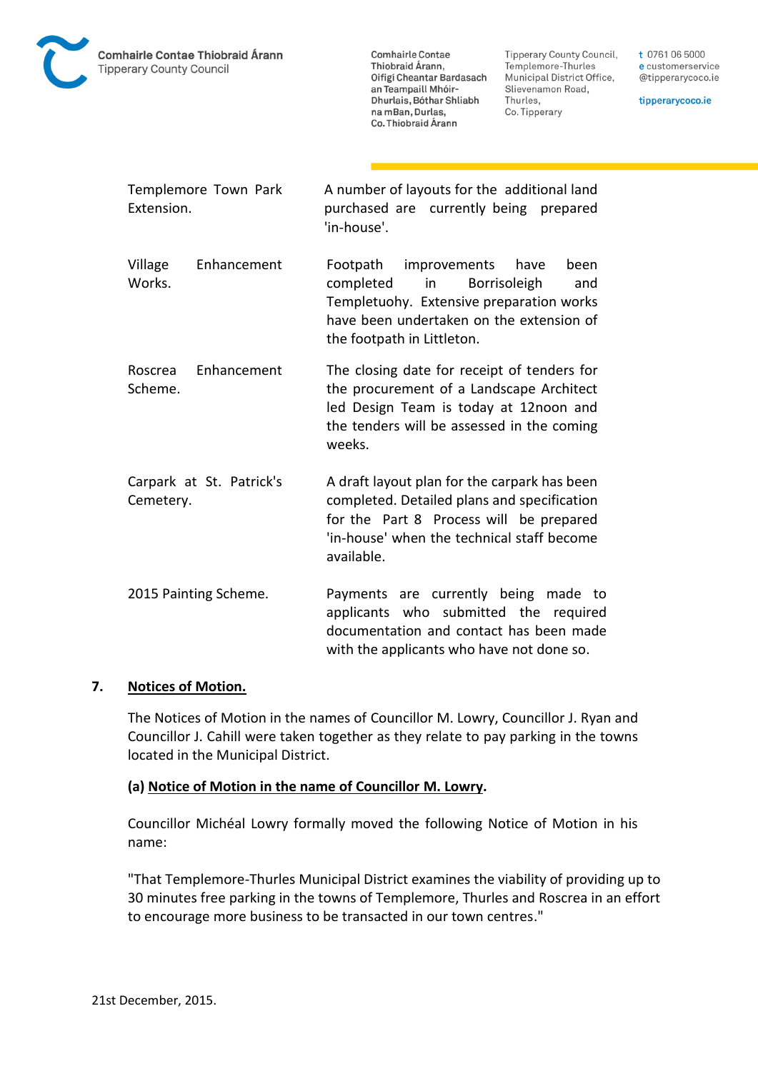| | |
|---|---|
| Templemore Town Park Extension. | A number of layouts for the additional land purchased are currently being prepared 'in-house'. |
| Village Enhancement Works. | Footpath improvements have been completed in Borrisoleigh and Templetuohy. Extensive preparation works have been undertaken on the extension of the footpath in Littleton. |
| Roscrea Enhancement Scheme. | The closing date for receipt of tenders for the procurement of a Landscape Architect led Design Team is today at 12noon and the tenders will be assessed in the coming weeks. |
| Carpark at St. Patrick's Cemetery. | A draft layout plan for the carpark has been completed. Detailed plans and specification for the Part 8 Process will be prepared 'in-house' when the technical staff become available. |
| 2015 Painting Scheme. | Payments are currently being made to applicants who submitted the required documentation and contact has been made with the applicants who have not done so. |

**7. Notices of Motion.**

The Notices of Motion in the names of Councillor M. Lowry, Councillor J. Ryan and Councillor J. Cahill were taken together as they relate to pay parking in the towns located in the Municipal District.

**(a) Notice of Motion in the name of Councillor M. Lowry.**

Councillor Michéal Lowry formally moved the following Notice of Motion in his name:

"That Templemore-Thurles Municipal District examines the viability of providing up to 30 minutes free parking in the towns of Templemore, Thurles and Roscrea in an effort to encourage more business to be transacted in our town centres."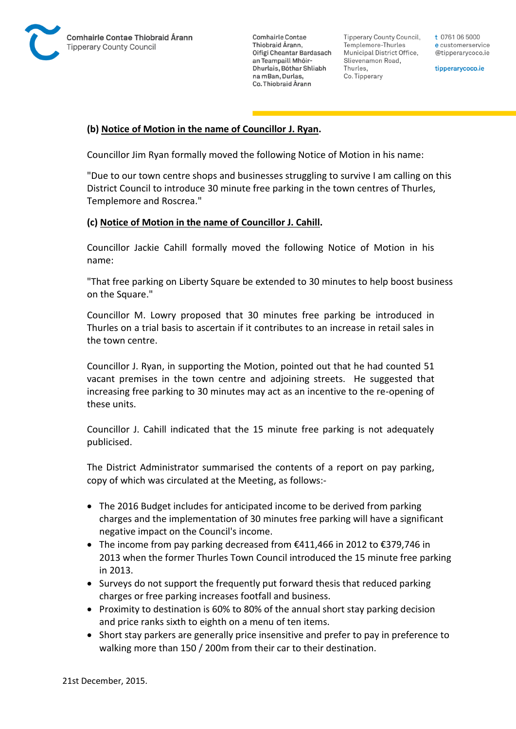**(b) Notice of Motion in the name of Councillor J. Ryan.**

Councillor Jim Ryan formally moved the following Notice of Motion in his name:

"Due to our town centre shops and businesses struggling to survive I am calling on this District Council to introduce 30 minute free parking in the town centres of Thurles, Templemore and Roscrea."

**(c) Notice of Motion in the name of Councillor J. Cahill.**

Councillor Jackie Cahill formally moved the following Notice of Motion in his name:

"That free parking on Liberty Square be extended to 30 minutes to help boost business on the Square."

Councillor M. Lowry proposed that 30 minutes free parking be introduced in Thurles on a trial basis to ascertain if it contributes to an increase in retail sales in the town centre.

Councillor J. Ryan, in supporting the Motion, pointed out that he had counted 51 vacant premises in the town centre and adjoining streets. He suggested that increasing free parking to 30 minutes may act as an incentive to the re-opening of these units.

Councillor J. Cahill indicated that the 15 minute free parking is not adequately publicised.

The District Administrator summarised the contents of a report on pay parking, copy of which was circulated at the Meeting, as follows:-

- The 2016 Budget includes for anticipated income to be derived from parking charges and the implementation of 30 minutes free parking will have a significant negative impact on the Council's income.
- The income from pay parking decreased from €411,466 in 2012 to €379,746 in 2013 when the former Thurles Town Council introduced the 15 minute free parking in 2013.
- Surveys do not support the frequently put forward thesis that reduced parking charges or free parking increases footfall and business.
- Proximity to destination is 60% to 80% of the annual short stay parking decision and price ranks sixth to eighth on a menu of ten items.
- Short stay parkers are generally price insensitive and prefer to pay in preference to walking more than 150 / 200m from their car to their destination.

21st December, 2015.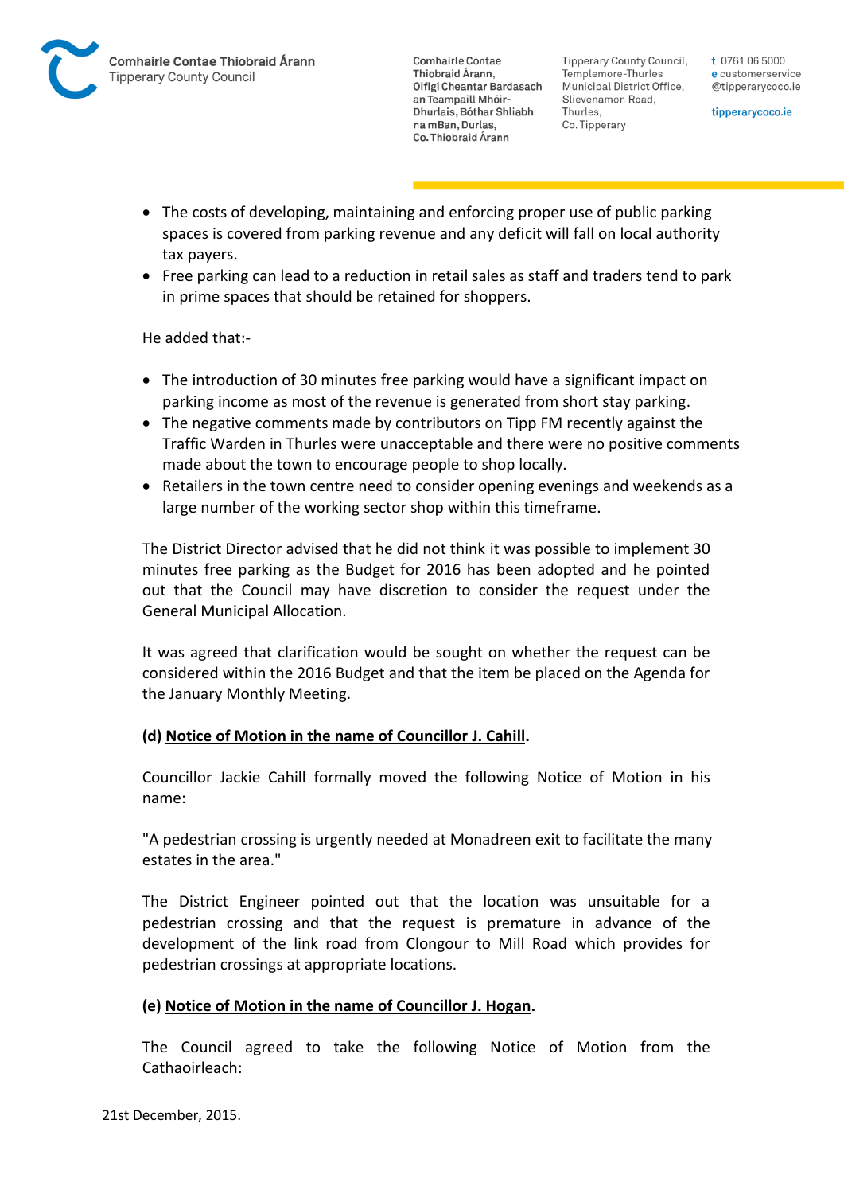- The costs of developing, maintaining and enforcing proper use of public parking spaces is covered from parking revenue and any deficit will fall on local authority tax payers.
- Free parking can lead to a reduction in retail sales as staff and traders tend to park in prime spaces that should be retained for shoppers.

He added that:-

- The introduction of 30 minutes free parking would have a significant impact on parking income as most of the revenue is generated from short stay parking.
- The negative comments made by contributors on Tipp FM recently against the Traffic Warden in Thurles were unacceptable and there were no positive comments made about the town to encourage people to shop locally.
- Retailers in the town centre need to consider opening evenings and weekends as a large number of the working sector shop within this timeframe.

The District Director advised that he did not think it was possible to implement 30 minutes free parking as the Budget for 2016 has been adopted and he pointed out that the Council may have discretion to consider the request under the General Municipal Allocation.

It was agreed that clarification would be sought on whether the request can be considered within the 2016 Budget and that the item be placed on the Agenda for the January Monthly Meeting.

**(d) Notice of Motion in the name of Councillor J. Cahill.**

Councillor Jackie Cahill formally moved the following Notice of Motion in his name:

"A pedestrian crossing is urgently needed at Monadreen exit to facilitate the many estates in the area."

The District Engineer pointed out that the location was unsuitable for a pedestrian crossing and that the request is premature in advance of the development of the link road from Clongour to Mill Road which provides for pedestrian crossings at appropriate locations.

**(e) Notice of Motion in the name of Councillor J. Hogan.**

The Council agreed to take the following Notice of Motion from the Cathaoirleach:

21st December, 2015.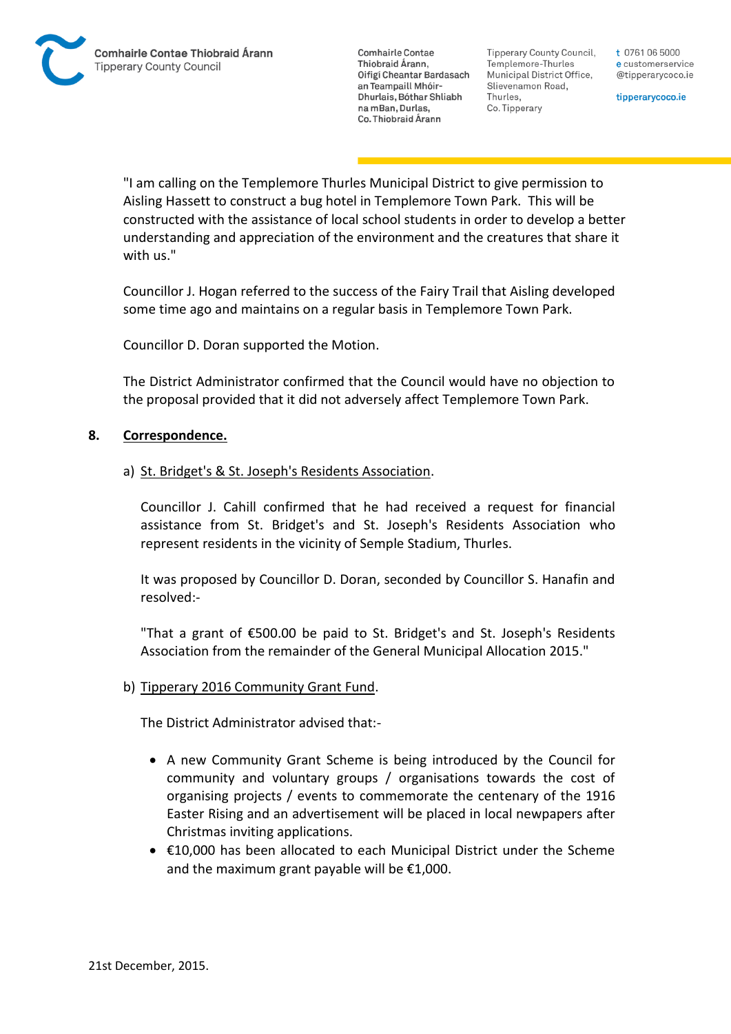"I am calling on the Templemore Thurles Municipal District to give permission to Aisling Hassett to construct a bug hotel in Templemore Town Park. This will be constructed with the assistance of local school students in order to develop a better understanding and appreciation of the environment and the creatures that share it with us."

Councillor J. Hogan referred to the success of the Fairy Trail that Aisling developed some time ago and maintains on a regular basis in Templemore Town Park.

Councillor D. Doran supported the Motion.

The District Administrator confirmed that the Council would have no objection to the proposal provided that it did not adversely affect Templemore Town Park.

**8. Correspondence.**

a) St. Bridget's & St. Joseph's Residents Association.

Councillor J. Cahill confirmed that he had received a request for financial assistance from St. Bridget's and St. Joseph's Residents Association who represent residents in the vicinity of Semple Stadium, Thurles.

It was proposed by Councillor D. Doran, seconded by Councillor S. Hanafin and resolved:-

"That a grant of €500.00 be paid to St. Bridget's and St. Joseph's Residents Association from the remainder of the General Municipal Allocation 2015."

b) Tipperary 2016 Community Grant Fund.

The District Administrator advised that:-

- A new Community Grant Scheme is being introduced by the Council for community and voluntary groups / organisations towards the cost of organising projects / events to commemorate the centenary of the 1916 Easter Rising and an advertisement will be placed in local newspapers after Christmas inviting applications.
- €10,000 has been allocated to each Municipal District under the Scheme and the maximum grant payable will be €1,000.

21st December, 2015.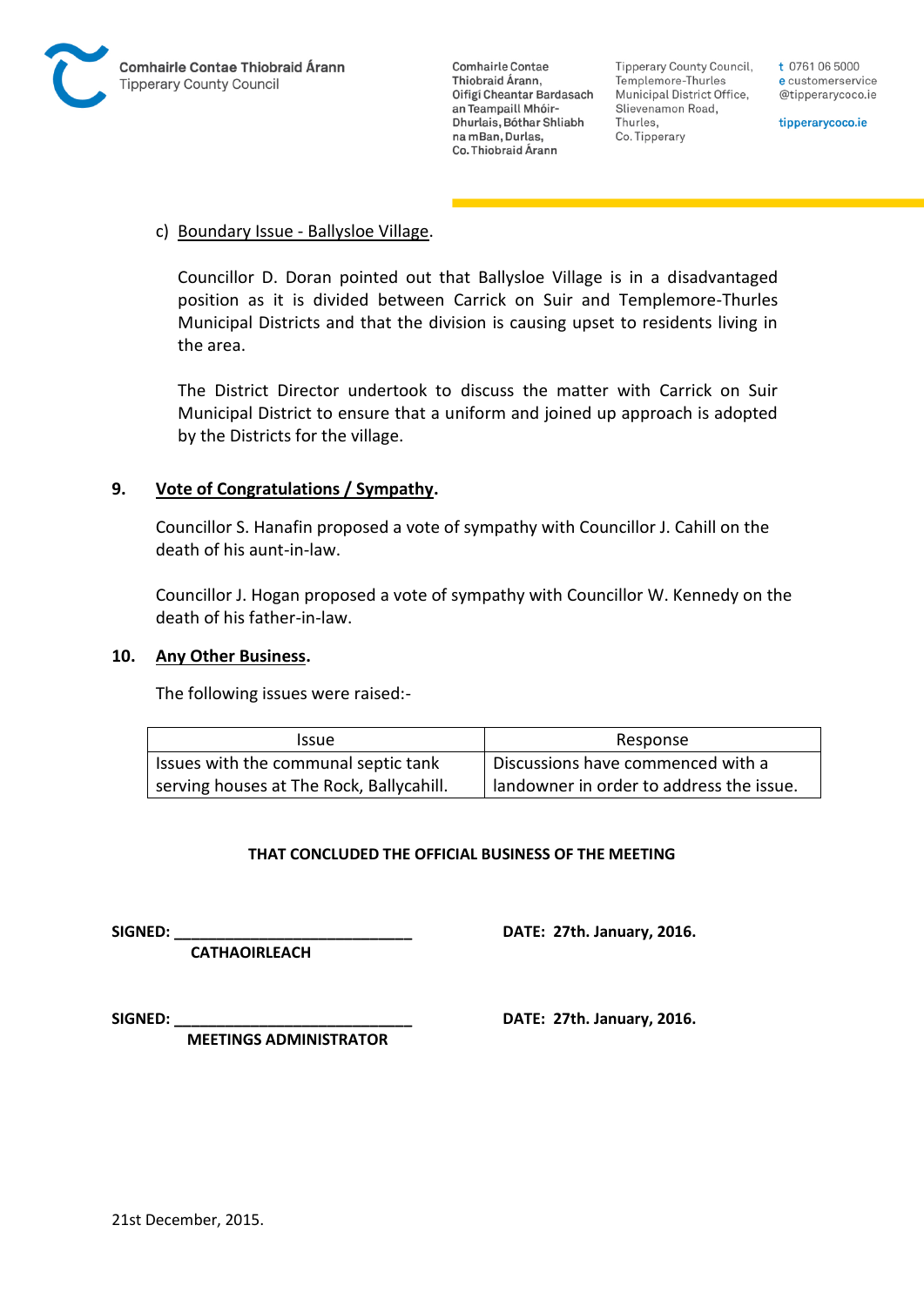c) Boundary Issue - Ballysloe Village.

Councillor D. Doran pointed out that Ballysloe Village is in a disadvantaged position as it is divided between Carrick on Suir and Templemore-Thurles Municipal Districts and that the division is causing upset to residents living in the area.

The District Director undertook to discuss the matter with Carrick on Suir Municipal District to ensure that a uniform and joined up approach is adopted by the Districts for the village.

## 9. Vote of Congratulations / Sympathy.

Councillor S. Hanafin proposed a vote of sympathy with Councillor J. Cahill on the death of his aunt-in-law.

Councillor J. Hogan proposed a vote of sympathy with Councillor W. Kennedy on the death of his father-in-law.

## 10. Any Other Business.

The following issues were raised:-

| Issue | Response |
|---|---|
| Issues with the communal septic tank serving houses at The Rock, Ballycahill. | Discussions have commenced with a landowner in order to address the issue. |

**THAT CONCLUDED THE OFFICIAL BUSINESS OF THE MEETING**

**SIGNED: ____________________________ DATE: 27th. January, 2016.**
**CATHAOIRLEACH**

**SIGNED: ____________________________ DATE: 27th. January, 2016.**
**MEETINGS ADMINISTRATOR**

21st December, 2015.